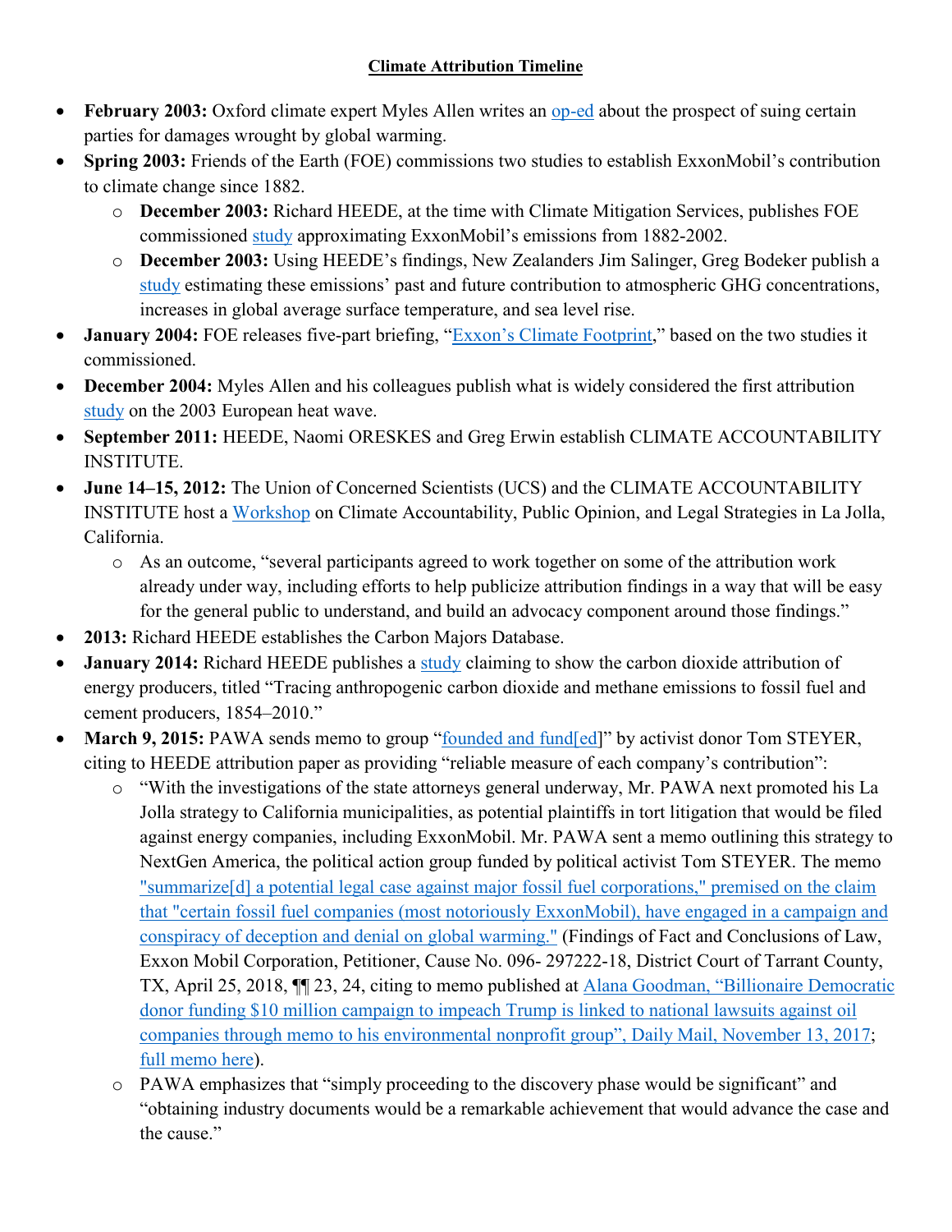**Climate Attribution Timeline**

- **February 2003:** Oxford climate expert Myles Allen writes an op-ed about the prospect of suing certain parties for damages wrought by global warming.
- **Spring 2003:** Friends of the Earth (FOE) commissions two studies to establish ExxonMobil's contribution to climate change since 1882.
  - **December 2003:** Richard HEEDE, at the time with Climate Mitigation Services, publishes FOE commissioned study approximating ExxonMobil's emissions from 1882-2002.
  - **December 2003:** Using HEEDE's findings, New Zealanders Jim Salinger, Greg Bodeker publish a study estimating these emissions' past and future contribution to atmospheric GHG concentrations, increases in global average surface temperature, and sea level rise.
- **January 2004:** FOE releases five-part briefing, "Exxon's Climate Footprint," based on the two studies it commissioned.
- **December 2004:** Myles Allen and his colleagues publish what is widely considered the first attribution study on the 2003 European heat wave.
- **September 2011:** HEEDE, Naomi ORESKES and Greg Erwin establish CLIMATE ACCOUNTABILITY INSTITUTE.
- **June 14–15, 2012:** The Union of Concerned Scientists (UCS) and the CLIMATE ACCOUNTABILITY INSTITUTE host a Workshop on Climate Accountability, Public Opinion, and Legal Strategies in La Jolla, California.
  - As an outcome, "several participants agreed to work together on some of the attribution work already under way, including efforts to help publicize attribution findings in a way that will be easy for the general public to understand, and build an advocacy component around those findings."
- **2013:** Richard HEEDE establishes the Carbon Majors Database.
- **January 2014:** Richard HEEDE publishes a study claiming to show the carbon dioxide attribution of energy producers, titled "Tracing anthropogenic carbon dioxide and methane emissions to fossil fuel and cement producers, 1854–2010."
- **March 9, 2015:** PAWA sends memo to group "founded and fund[ed]" by activist donor Tom STEYER, citing to HEEDE attribution paper as providing "reliable measure of each company's contribution":
  - "With the investigations of the state attorneys general underway, Mr. PAWA next promoted his La Jolla strategy to California municipalities, as potential plaintiffs in tort litigation that would be filed against energy companies, including ExxonMobil. Mr. PAWA sent a memo outlining this strategy to NextGen America, the political action group funded by political activist Tom STEYER. The memo "summarize[d] a potential legal case against major fossil fuel corporations," premised on the claim that "certain fossil fuel companies (most notoriously ExxonMobil), have engaged in a campaign and conspiracy of deception and denial on global warming." (Findings of Fact and Conclusions of Law, Exxon Mobil Corporation, Petitioner, Cause No. 096- 297222-18, District Court of Tarrant County, TX, April 25, 2018, ¶¶ 23, 24, citing to memo published at Alana Goodman, "Billionaire Democratic donor funding $10 million campaign to impeach Trump is linked to national lawsuits against oil companies through memo to his environmental nonprofit group", Daily Mail, November 13, 2017; full memo here).
  - PAWA emphasizes that "simply proceeding to the discovery phase would be significant" and "obtaining industry documents would be a remarkable achievement that would advance the case and the cause."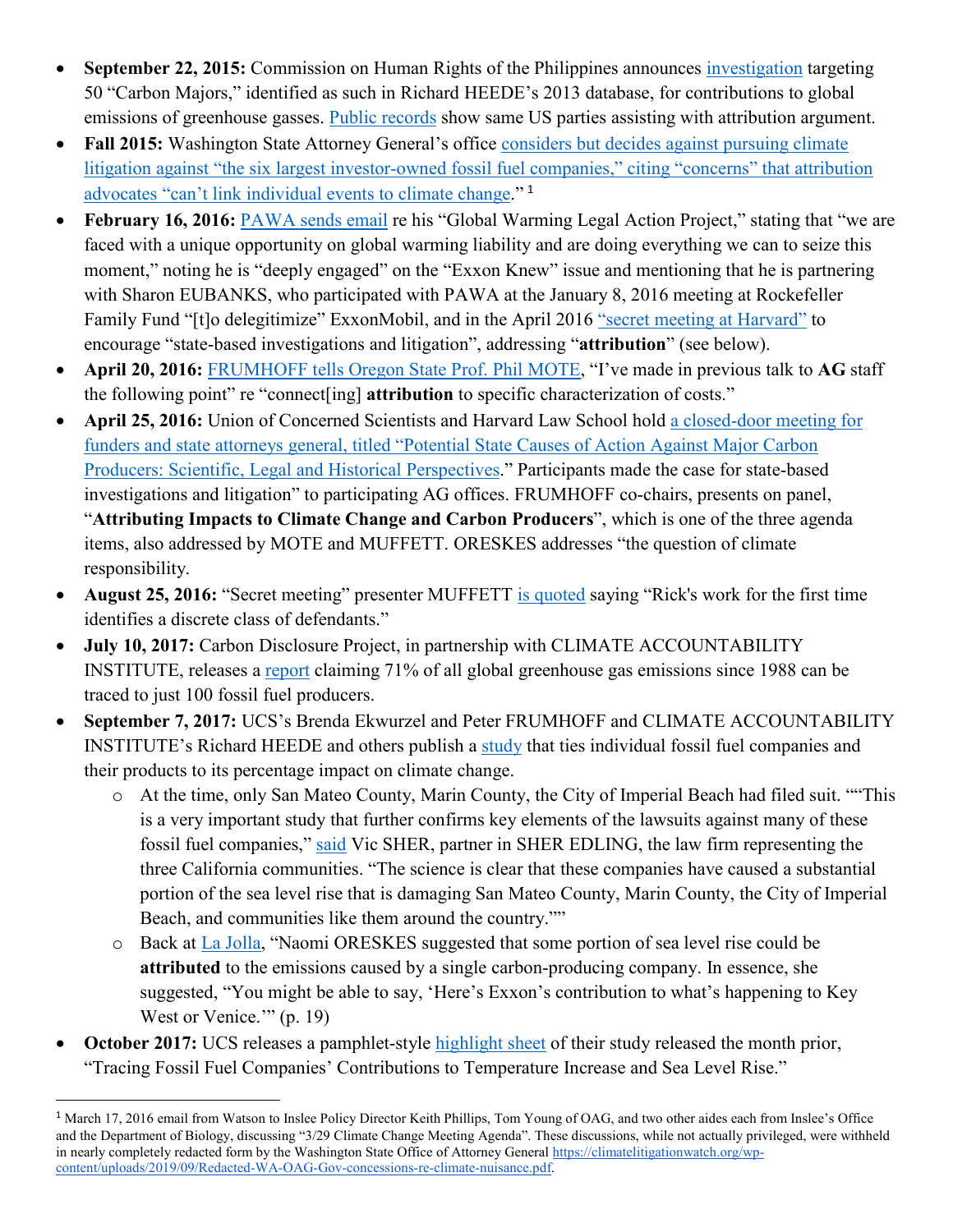- **September 22, 2015:** Commission on Human Rights of the Philippines announces investigation targeting 50 "Carbon Majors," identified as such in Richard HEEDE's 2013 database, for contributions to global emissions of greenhouse gasses. Public records show same US parties assisting with attribution argument.
- **Fall 2015:** Washington State Attorney General's office considers but decides against pursuing climate litigation against "the six largest investor-owned fossil fuel companies," citing "concerns" that attribution advocates "can't link individual events to climate change." [1]
- **February 16, 2016:** PAWA sends email re his "Global Warming Legal Action Project," stating that "we are faced with a unique opportunity on global warming liability and are doing everything we can to seize this moment," noting he is "deeply engaged" on the "Exxon Knew" issue and mentioning that he is partnering with Sharon EUBANKS, who participated with PAWA at the January 8, 2016 meeting at Rockefeller Family Fund "[t]o delegitimize" ExxonMobil, and in the April 2016 "secret meeting at Harvard" to encourage "state-based investigations and litigation", addressing "**attribution**" (see below).
- **April 20, 2016:** FRUMHOFF tells Oregon State Prof. Phil MOTE, "I've made in previous talk to **AG** staff the following point" re "connect[ing] **attribution** to specific characterization of costs."
- **April 25, 2016:** Union of Concerned Scientists and Harvard Law School hold a closed-door meeting for funders and state attorneys general, titled "Potential State Causes of Action Against Major Carbon Producers: Scientific, Legal and Historical Perspectives." Participants made the case for state-based investigations and litigation" to participating AG offices. FRUMHOFF co-chairs, presents on panel, "**Attributing Impacts to Climate Change and Carbon Producers**", which is one of the three agenda items, also addressed by MOTE and MUFFETT. ORESKES addresses "the question of climate responsibility.
- **August 25, 2016:** "Secret meeting" presenter MUFFETT is quoted saying "Rick's work for the first time identifies a discrete class of defendants."
- **July 10, 2017:** Carbon Disclosure Project, in partnership with CLIMATE ACCOUNTABILITY INSTITUTE, releases a report claiming 71% of all global greenhouse gas emissions since 1988 can be traced to just 100 fossil fuel producers.
- **September 7, 2017:** UCS's Brenda Ekwurzel and Peter FRUMHOFF and CLIMATE ACCOUNTABILITY INSTITUTE's Richard HEEDE and others publish a study that ties individual fossil fuel companies and their products to its percentage impact on climate change.
  - At the time, only San Mateo County, Marin County, the City of Imperial Beach had filed suit. ""This is a very important study that further confirms key elements of the lawsuits against many of these fossil fuel companies," said Vic SHER, partner in SHER EDLING, the law firm representing the three California communities. "The science is clear that these companies have caused a substantial portion of the sea level rise that is damaging San Mateo County, Marin County, the City of Imperial Beach, and communities like them around the country.""
  - Back at La Jolla, "Naomi ORESKES suggested that some portion of sea level rise could be **attributed** to the emissions caused by a single carbon-producing company. In essence, she suggested, "You might be able to say, 'Here's Exxon's contribution to what's happening to Key West or Venice.'" (p. 19)
- **October 2017:** UCS releases a pamphlet-style highlight sheet of their study released the month prior, "Tracing Fossil Fuel Companies' Contributions to Temperature Increase and Sea Level Rise."

[1] March 17, 2016 email from Watson to Inslee Policy Director Keith Phillips, Tom Young of OAG, and two other aides each from Inslee's Office and the Department of Biology, discussing "3/29 Climate Change Meeting Agenda". These discussions, while not actually privileged, were withheld in nearly completely redacted form by the Washington State Office of Attorney General https://climatelitigationwatch.org/wp-content/uploads/2019/09/Redacted-WA-OAG-Gov-concessions-re-climate-nuisance.pdf.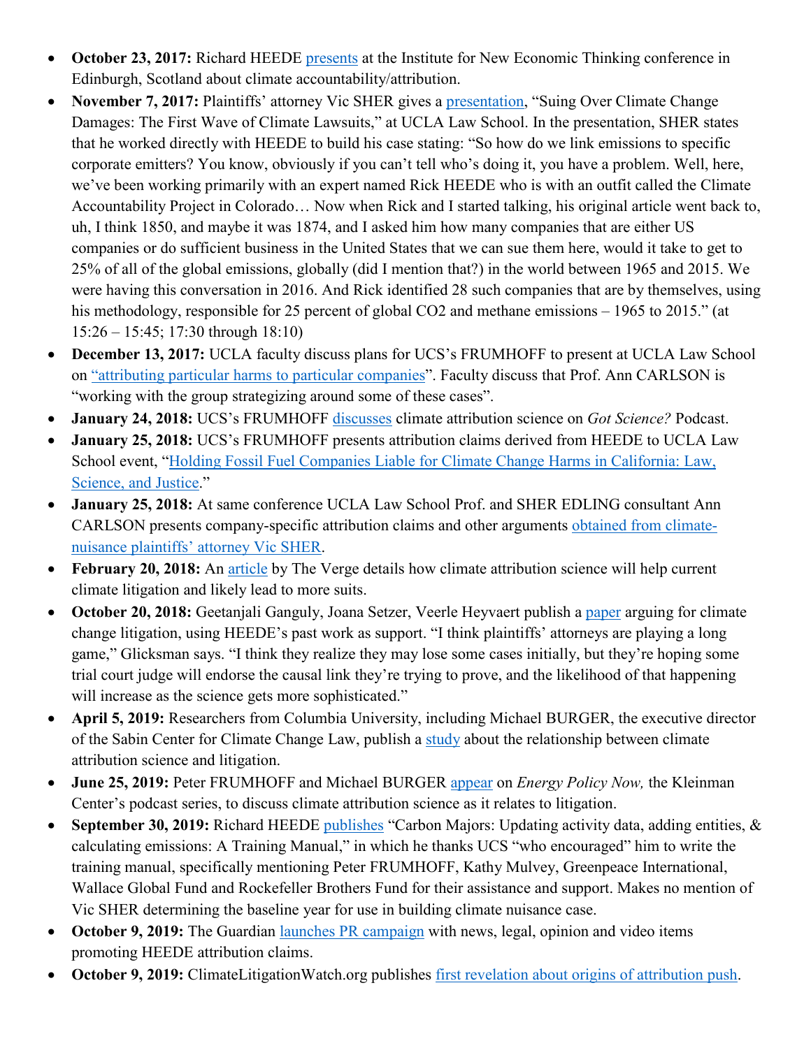- **October 23, 2017:** Richard HEEDE presents at the Institute for New Economic Thinking conference in Edinburgh, Scotland about climate accountability/attribution.
- **November 7, 2017:** Plaintiffs' attorney Vic SHER gives a presentation, "Suing Over Climate Change Damages: The First Wave of Climate Lawsuits," at UCLA Law School. In the presentation, SHER states that he worked directly with HEEDE to build his case stating: "So how do we link emissions to specific corporate emitters? You know, obviously if you can't tell who's doing it, you have a problem. Well, here, we've been working primarily with an expert named Rick HEEDE who is with an outfit called the Climate Accountability Project in Colorado… Now when Rick and I started talking, his original article went back to, uh, I think 1850, and maybe it was 1874, and I asked him how many companies that are either US companies or do sufficient business in the United States that we can sue them here, would it take to get to 25% of all of the global emissions, globally (did I mention that?) in the world between 1965 and 2015. We were having this conversation in 2016. And Rick identified 28 such companies that are by themselves, using his methodology, responsible for 25 percent of global CO2 and methane emissions – 1965 to 2015." (at 15:26 – 15:45; 17:30 through 18:10)
- **December 13, 2017:** UCLA faculty discuss plans for UCS's FRUMHOFF to present at UCLA Law School on "attributing particular harms to particular companies". Faculty discuss that Prof. Ann CARLSON is "working with the group strategizing around some of these cases".
- **January 24, 2018:** UCS's FRUMHOFF discusses climate attribution science on *Got Science?* Podcast.
- **January 25, 2018:** UCS's FRUMHOFF presents attribution claims derived from HEEDE to UCLA Law School event, "Holding Fossil Fuel Companies Liable for Climate Change Harms in California: Law, Science, and Justice."
- **January 25, 2018:** At same conference UCLA Law School Prof. and SHER EDLING consultant Ann CARLSON presents company-specific attribution claims and other arguments obtained from climate-nuisance plaintiffs' attorney Vic SHER.
- **February 20, 2018:** An article by The Verge details how climate attribution science will help current climate litigation and likely lead to more suits.
- **October 20, 2018:** Geetanjali Ganguly, Joana Setzer, Veerle Heyvaert publish a paper arguing for climate change litigation, using HEEDE's past work as support. "I think plaintiffs' attorneys are playing a long game," Glicksman says. "I think they realize they may lose some cases initially, but they're hoping some trial court judge will endorse the causal link they're trying to prove, and the likelihood of that happening will increase as the science gets more sophisticated."
- **April 5, 2019:** Researchers from Columbia University, including Michael BURGER, the executive director of the Sabin Center for Climate Change Law, publish a study about the relationship between climate attribution science and litigation.
- **June 25, 2019:** Peter FRUMHOFF and Michael BURGER appear on *Energy Policy Now,* the Kleinman Center's podcast series, to discuss climate attribution science as it relates to litigation.
- **September 30, 2019:** Richard HEEDE publishes "Carbon Majors: Updating activity data, adding entities, & calculating emissions: A Training Manual," in which he thanks UCS "who encouraged" him to write the training manual, specifically mentioning Peter FRUMHOFF, Kathy Mulvey, Greenpeace International, Wallace Global Fund and Rockefeller Brothers Fund for their assistance and support. Makes no mention of Vic SHER determining the baseline year for use in building climate nuisance case.
- **October 9, 2019:** The Guardian launches PR campaign with news, legal, opinion and video items promoting HEEDE attribution claims.
- **October 9, 2019:** ClimateLitigationWatch.org publishes first revelation about origins of attribution push.